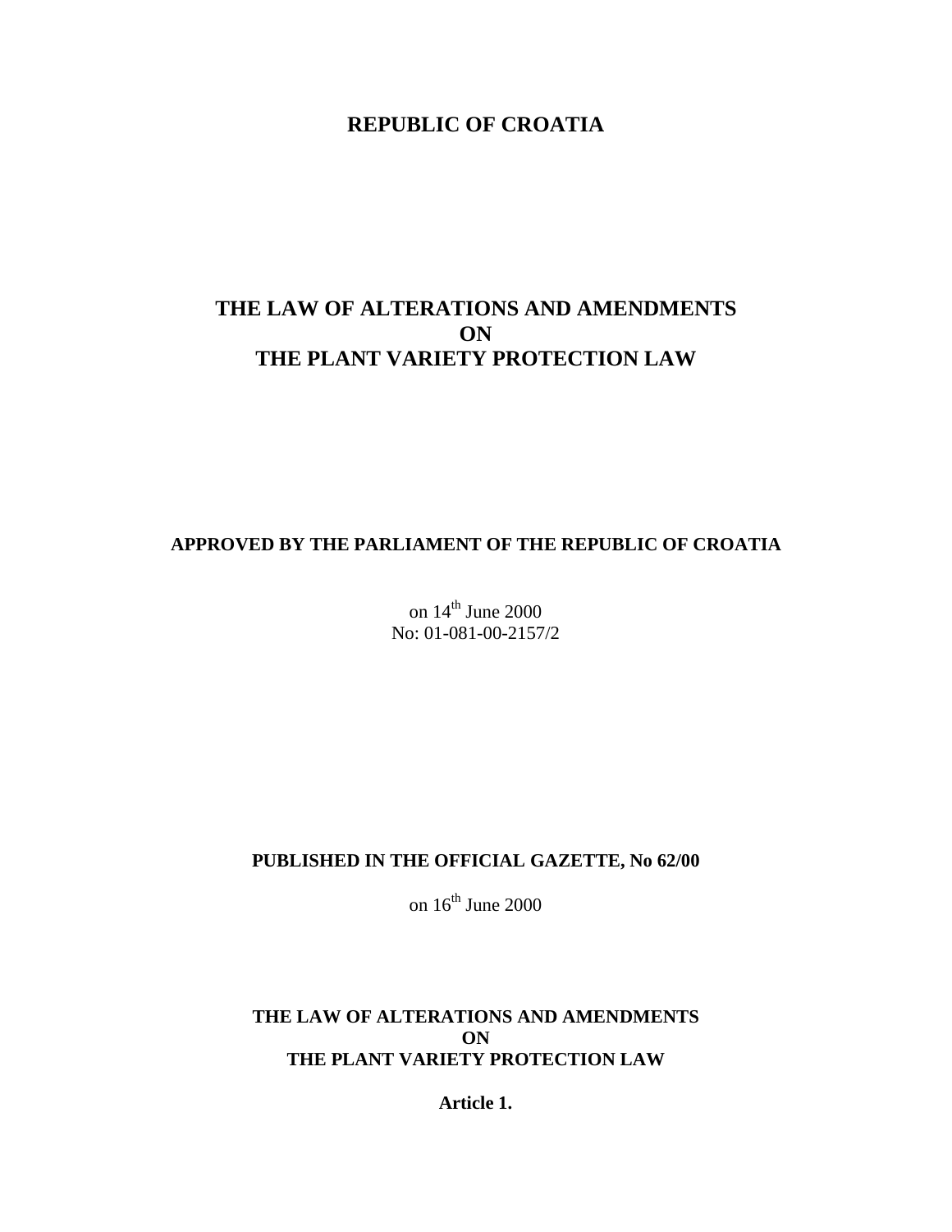# REPUBLIC OF CROATIA

# THE LAW OF ALTERATIONS AND AMENDMENTS ON THE PLANT VARIETY PROTECTION LAW

**APPROVED BY THE PARLIAMENT OF THE REPUBLIC OF CROATIA**

on 14th June 2000
No: 01-081-00-2157/2

**PUBLISHED IN THE OFFICIAL GAZETTE, No 62/00**

on 16th June 2000

## THE LAW OF ALTERATIONS AND AMENDMENTS ON THE PLANT VARIETY PROTECTION LAW

**Article 1.**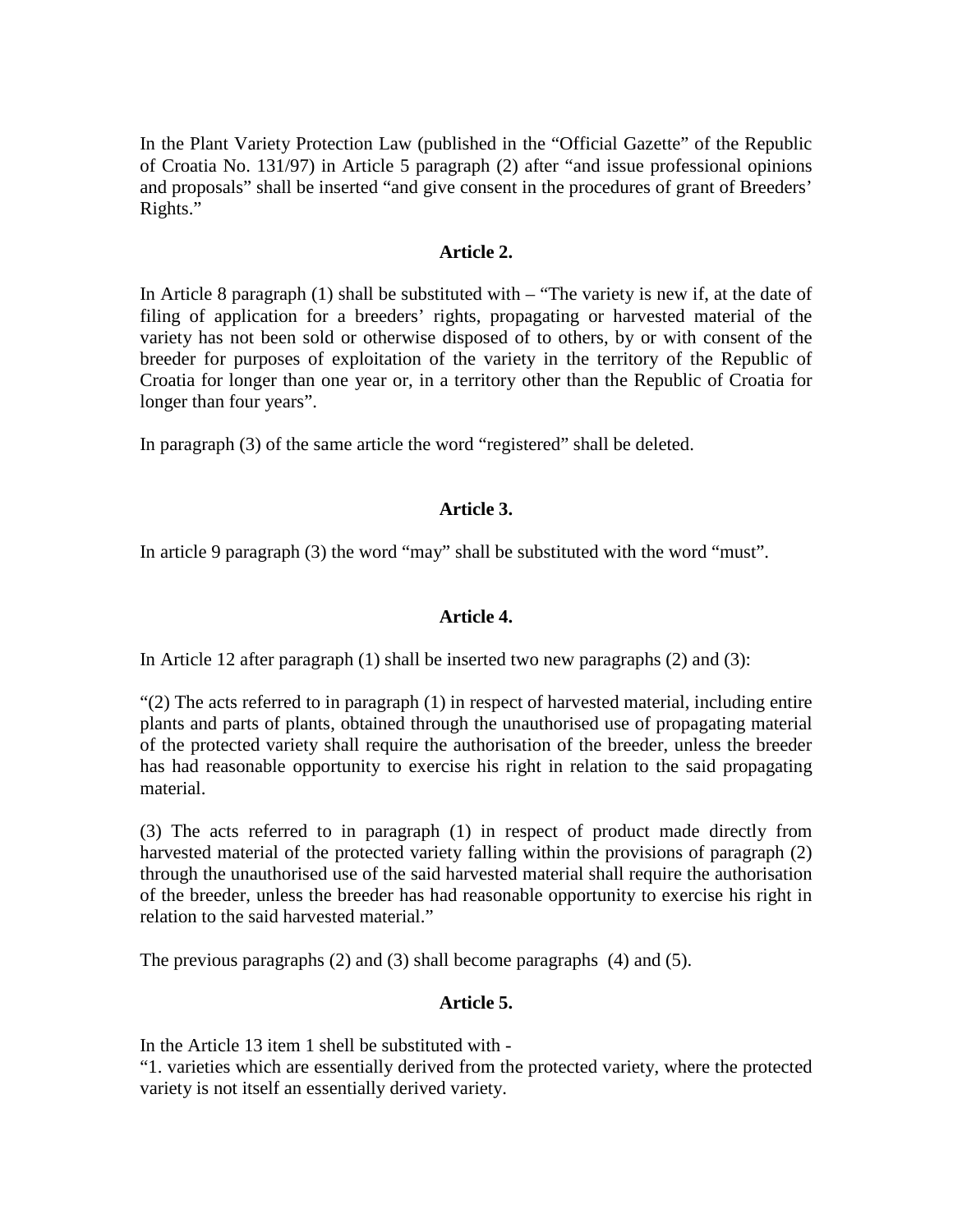In the Plant Variety Protection Law (published in the "Official Gazette" of the Republic of Croatia No. 131/97) in Article 5 paragraph (2) after "and issue professional opinions and proposals" shall be inserted "and give consent in the procedures of grant of Breeders' Rights."

### Article 2.

In Article 8 paragraph (1) shall be substituted with – "The variety is new if, at the date of filing of application for a breeders' rights, propagating or harvested material of the variety has not been sold or otherwise disposed of to others, by or with consent of the breeder for purposes of exploitation of the variety in the territory of the Republic of Croatia for longer than one year or, in a territory other than the Republic of Croatia for longer than four years".

In paragraph (3) of the same article the word "registered" shall be deleted.

### Article 3.

In article 9 paragraph (3) the word "may" shall be substituted with the word "must".

### Article 4.

In Article 12 after paragraph (1) shall be inserted two new paragraphs (2) and (3):

"(2) The acts referred to in paragraph (1) in respect of harvested material, including entire plants and parts of plants, obtained through the unauthorised use of propagating material of the protected variety shall require the authorisation of the breeder, unless the breeder has had reasonable opportunity to exercise his right in relation to the said propagating material.

(3) The acts referred to in paragraph (1) in respect of product made directly from harvested material of the protected variety falling within the provisions of paragraph (2) through the unauthorised use of the said harvested material shall require the authorisation of the breeder, unless the breeder has had reasonable opportunity to exercise his right in relation to the said harvested material."

The previous paragraphs (2) and (3) shall become paragraphs (4) and (5).

### Article 5.

In the Article 13 item 1 shell be substituted with -
"1. varieties which are essentially derived from the protected variety, where the protected variety is not itself an essentially derived variety.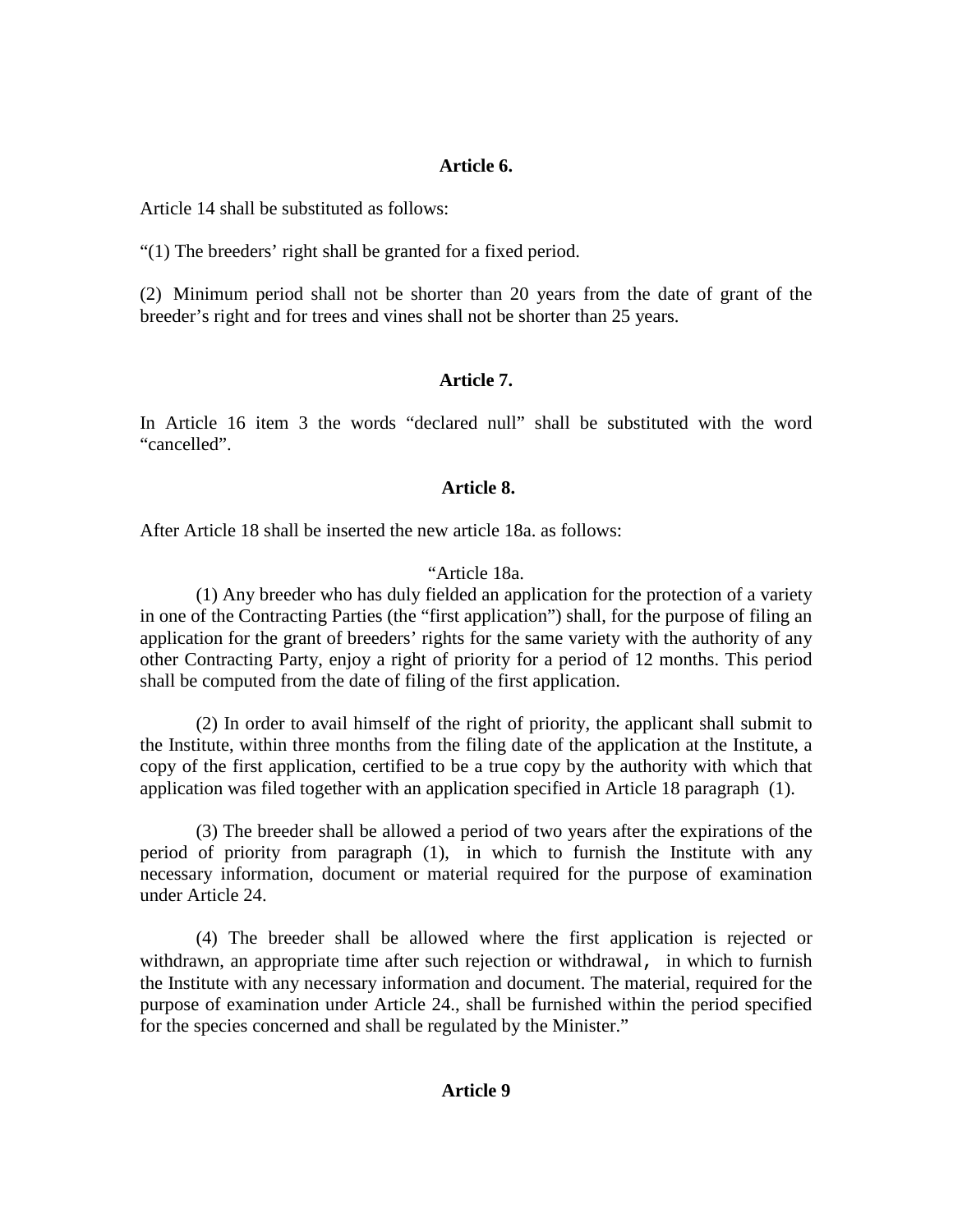**Article 6.**

Article 14 shall be substituted as follows:

"(1) The breeders' right shall be granted for a fixed period.

(2) Minimum period shall not be shorter than 20 years from the date of grant of the breeder's right and for trees and vines shall not be shorter than 25 years.

**Article 7.**

In Article 16 item 3 the words "declared null" shall be substituted with the word "cancelled".

**Article 8.**

After Article 18 shall be inserted the new article 18a. as follows:

"Article 18a.

(1) Any breeder who has duly fielded an application for the protection of a variety in one of the Contracting Parties (the "first application") shall, for the purpose of filing an application for the grant of breeders' rights for the same variety with the authority of any other Contracting Party, enjoy a right of priority for a period of 12 months. This period shall be computed from the date of filing of the first application.

(2) In order to avail himself of the right of priority, the applicant shall submit to the Institute, within three months from the filing date of the application at the Institute, a copy of the first application, certified to be a true copy by the authority with which that application was filed together with an application specified in Article 18 paragraph (1).

(3) The breeder shall be allowed a period of two years after the expirations of the period of priority from paragraph (1), in which to furnish the Institute with any necessary information, document or material required for the purpose of examination under Article 24.

(4) The breeder shall be allowed where the first application is rejected or withdrawn, an appropriate time after such rejection or withdrawal, in which to furnish the Institute with any necessary information and document. The material, required for the purpose of examination under Article 24., shall be furnished within the period specified for the species concerned and shall be regulated by the Minister."

**Article 9**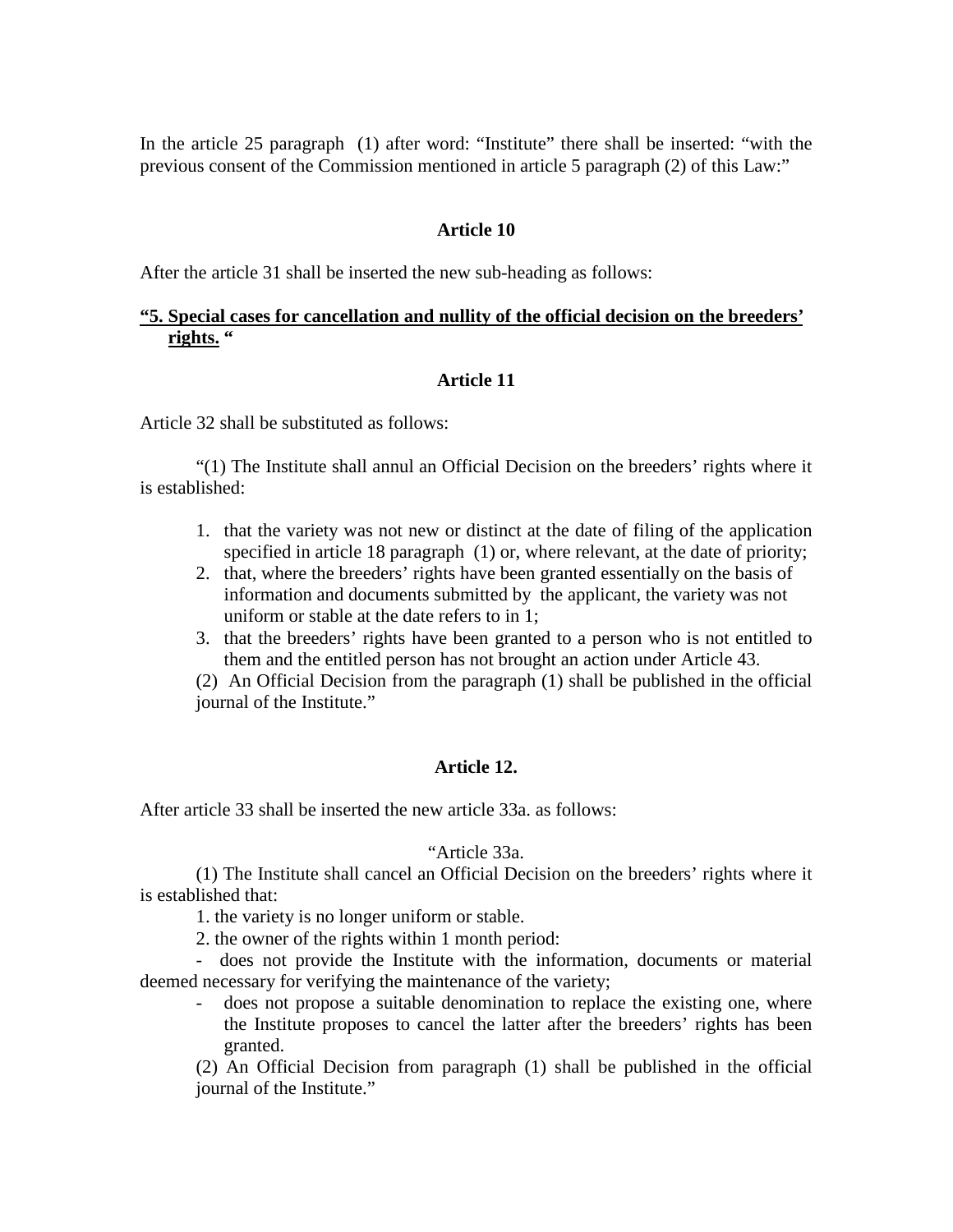In the article 25 paragraph (1) after word: “Institute” there shall be inserted: “with the previous consent of the Commission mentioned in article 5 paragraph (2) of this Law:”

**Article 10**

After the article 31 shall be inserted the new sub-heading as follows:

**“5. Special cases for cancellation and nullity of the official decision on the breeders’ rights. “**

**Article 11**

Article 32 shall be substituted as follows:

“(1) The Institute shall annul an Official Decision on the breeders’ rights where it is established:

1. that the variety was not new or distinct at the date of filing of the application specified in article 18 paragraph (1) or, where relevant, at the date of priority;
2. that, where the breeders’ rights have been granted essentially on the basis of information and documents submitted by the applicant, the variety was not uniform or stable at the date refers to in 1;
3. that the breeders’ rights have been granted to a person who is not entitled to them and the entitled person has not brought an action under Article 43.

(2) An Official Decision from the paragraph (1) shall be published in the official journal of the Institute.”

**Article 12.**

After article 33 shall be inserted the new article 33a. as follows:

“Article 33a.

(1) The Institute shall cancel an Official Decision on the breeders’ rights where it is established that:

1. the variety is no longer uniform or stable.

2. the owner of the rights within 1 month period:

- does not provide the Institute with the information, documents or material deemed necessary for verifying the maintenance of the variety;
- does not propose a suitable denomination to replace the existing one, where the Institute proposes to cancel the latter after the breeders’ rights has been granted.

(2) An Official Decision from paragraph (1) shall be published in the official journal of the Institute.”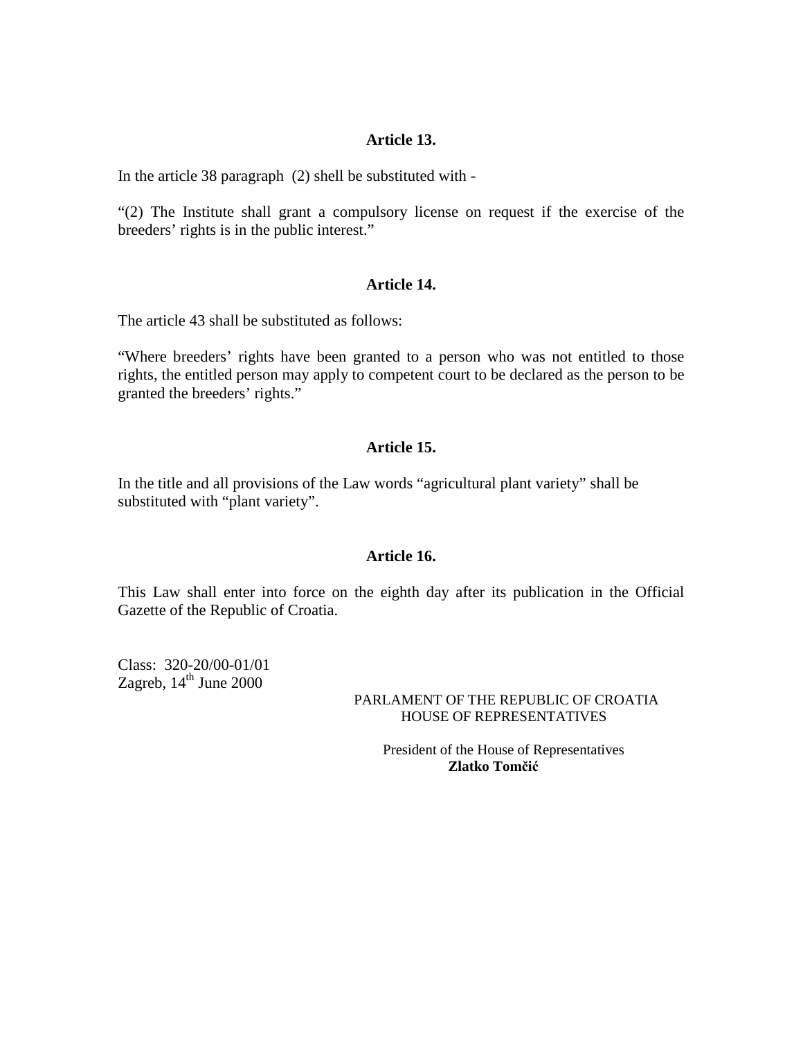**Article 13.**

In the article 38 paragraph (2) shell be substituted with -

"(2) The Institute shall grant a compulsory license on request if the exercise of the breeders' rights is in the public interest."

**Article 14.**

The article 43 shall be substituted as follows:

"Where breeders' rights have been granted to a person who was not entitled to those rights, the entitled person may apply to competent court to be declared as the person to be granted the breeders' rights."

**Article 15.**

In the title and all provisions of the Law words "agricultural plant variety" shall be substituted with "plant variety".

**Article 16.**

This Law shall enter into force on the eighth day after its publication in the Official Gazette of the Republic of Croatia.

Class: 320-20/00-01/01
Zagreb, 14th June 2000

PARLAMENT OF THE REPUBLIC OF CROATIA
HOUSE OF REPRESENTATIVES

President of the House of Representatives
**Zlatko Tomčić**